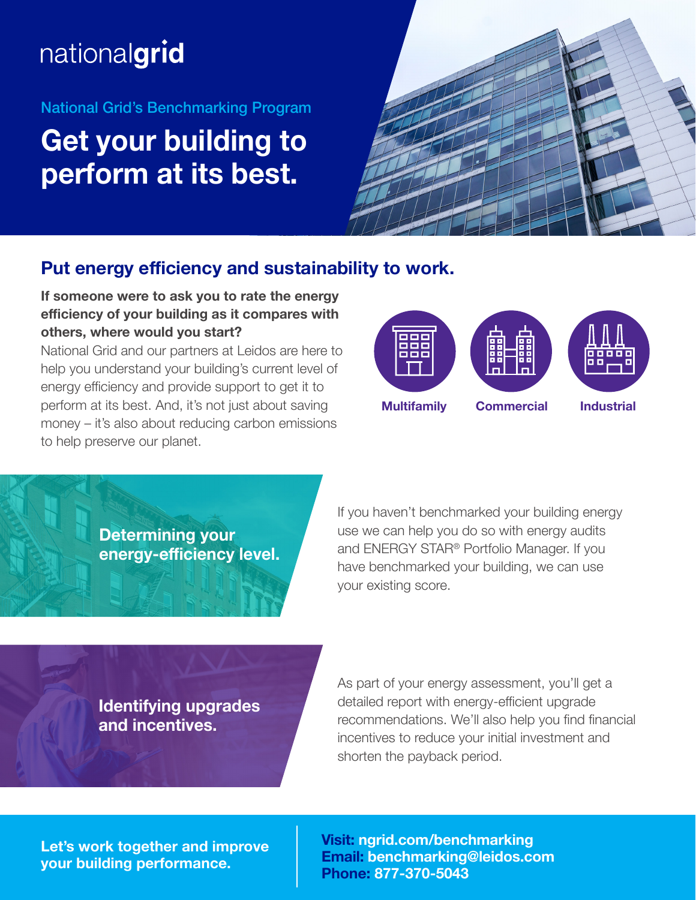nationalgrid

National Grid's Benchmarking Program

# Get your building to perform at its best.

## Put energy efficiency and sustainability to work.

**If someone were to ask you to rate the energy efficiency of your building as it compares with others, where would you start?**

National Grid and our partners at Leidos are here to help you understand your building's current level of energy efficiency and provide support to get it to perform at its best. And, it's not just about saving money – it's also about reducing carbon emissions to help preserve our planet.

Multifamily

Commercial

Industrial

### Determining your energy-efficiency level.

If you haven't benchmarked your building energy use we can help you do so with energy audits and ENERGY STAR® Portfolio Manager. If you have benchmarked your building, we can use your existing score.

### Identifying upgrades and incentives.

As part of your energy assessment, you'll get a detailed report with energy-efficient upgrade recommendations. We'll also help you find financial incentives to reduce your initial investment and shorten the payback period.

**Let's work together and improve your building performance.**

**Visit:** ngrid.com/benchmarking
**Email:** benchmarking@leidos.com
**Phone:** 877-370-5043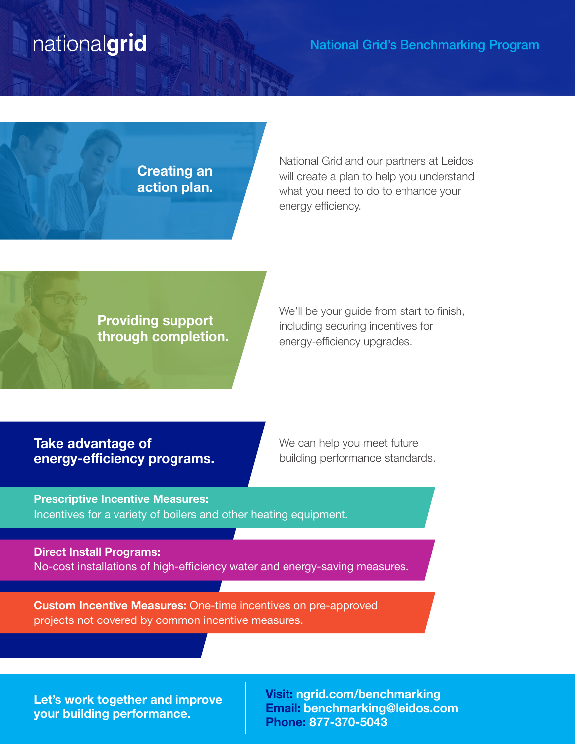nationalgrid

National Grid's Benchmarking Program

## Creating an action plan.

National Grid and our partners at Leidos will create a plan to help you understand what you need to do to enhance your energy efficiency.

## Providing support through completion.

We'll be your guide from start to finish, including securing incentives for energy-efficiency upgrades.

## Take advantage of energy-efficiency programs.

We can help you meet future building performance standards.

**Prescriptive Incentive Measures:**
Incentives for a variety of boilers and other heating equipment.

**Direct Install Programs:**
No-cost installations of high-efficiency water and energy-saving measures.

**Custom Incentive Measures:** One-time incentives on pre-approved projects not covered by common incentive measures.

**Let's work together and improve your building performance.**

**Visit:** ngrid.com/benchmarking
**Email:** benchmarking@leidos.com
**Phone:** 877-370-5043